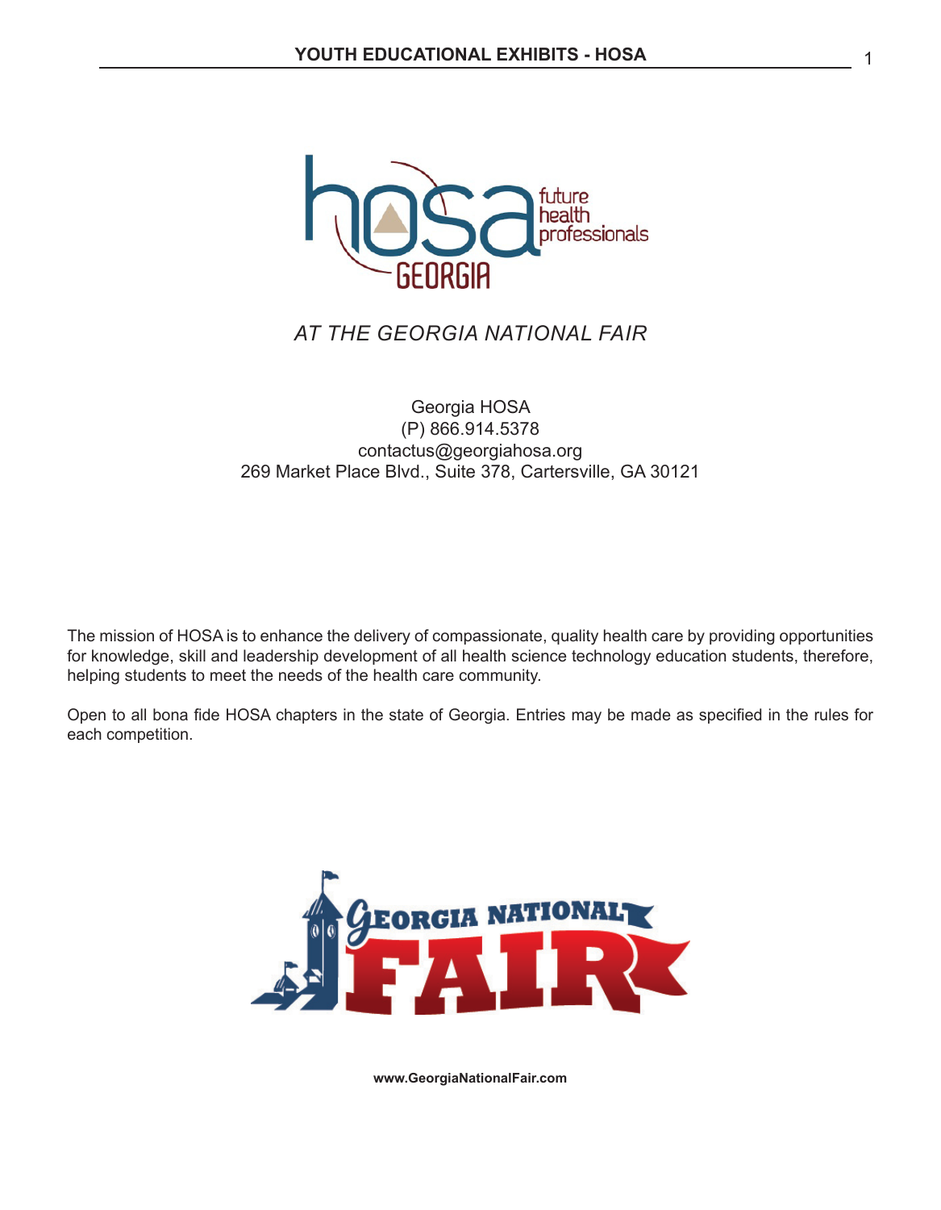*AT THE GEORGIA NATIONAL FAIR*

Georgia HOSA
(P) 866.914.5378
contactus@georgiahosa.org
269 Market Place Blvd., Suite 378, Cartersville, GA 30121

The mission of HOSA is to enhance the delivery of compassionate, quality health care by providing opportunities for knowledge, skill and leadership development of all health science technology education students, therefore, helping students to meet the needs of the health care community.

Open to all bona fide HOSA chapters in the state of Georgia. Entries may be made as specified in the rules for each competition.

**www.GeorgiaNationalFair.com**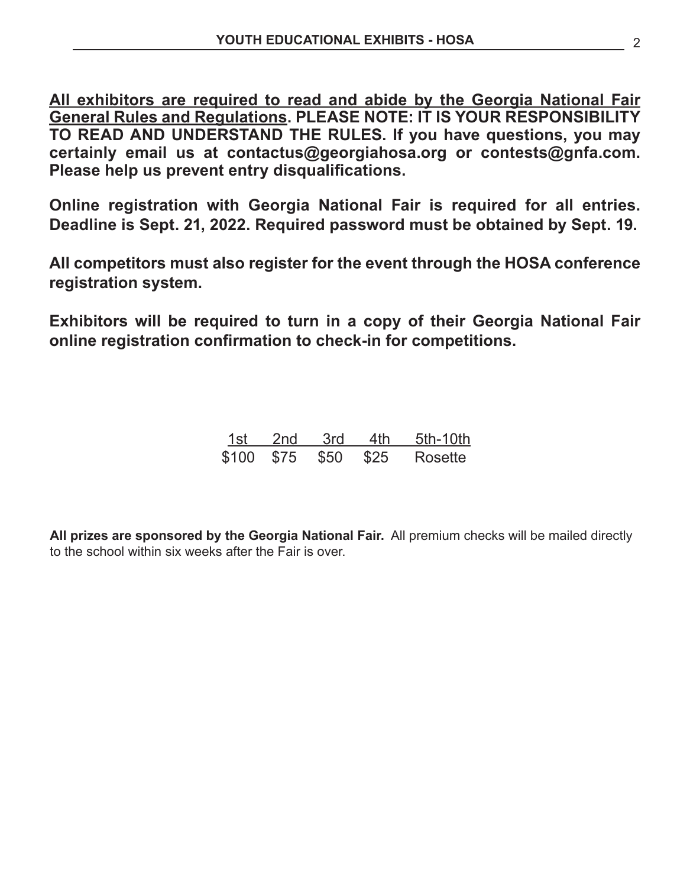**<u>All exhibitors are required to read and abide by the Georgia National Fair General Rules and Regulations</u>. PLEASE NOTE: IT IS YOUR RESPONSIBILITY TO READ AND UNDERSTAND THE RULES. If you have questions, you may certainly email us at contactus@georgiahosa.org or contests@gnfa.com. Please help us prevent entry disqualifications.**

**Online registration with Georgia National Fair is required for all entries. Deadline is Sept. 21, 2022. Required password must be obtained by Sept. 19.**

**All competitors must also register for the event through the HOSA conference registration system.**

**Exhibitors will be required to turn in a copy of their Georgia National Fair online registration confirmation to check-in for competitions.**

| 1st | 2nd | 3rd | 4th | 5th-10th |
|---|---|---|---|---|
| $100 | $75 | $50 | $25 | Rosette |

**All prizes are sponsored by the Georgia National Fair.** All premium checks will be mailed directly to the school within six weeks after the Fair is over.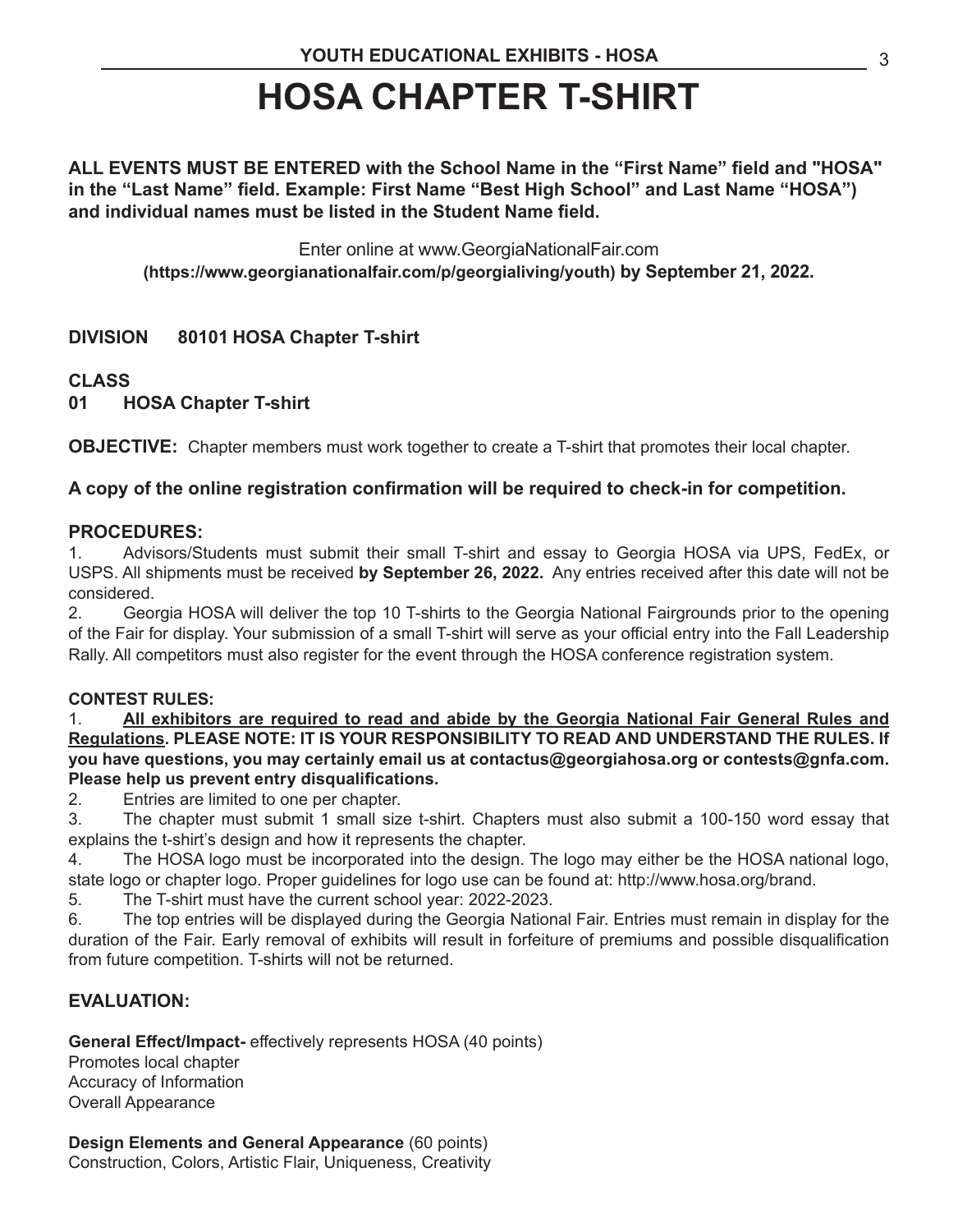# HOSA CHAPTER T-SHIRT

**ALL EVENTS MUST BE ENTERED with the School Name in the "First Name" field and "HOSA" in the "Last Name" field. Example: First Name "Best High School" and Last Name "HOSA") and individual names must be listed in the Student Name field.**

Enter online at www.GeorgiaNationalFair.com
**(https://www.georgianationalfair.com/p/georgialiving/youth) by September 21, 2022.**

**DIVISION 80101 HOSA Chapter T-shirt**

**CLASS**
**01 HOSA Chapter T-shirt**

**OBJECTIVE:** Chapter members must work together to create a T-shirt that promotes their local chapter.

**A copy of the online registration confirmation will be required to check-in for competition.**

**PROCEDURES:**

1. Advisors/Students must submit their small T-shirt and essay to Georgia HOSA via UPS, FedEx, or USPS. All shipments must be received **by September 26, 2022.** Any entries received after this date will not be considered.
2. Georgia HOSA will deliver the top 10 T-shirts to the Georgia National Fairgrounds prior to the opening of the Fair for display. Your submission of a small T-shirt will serve as your official entry into the Fall Leadership Rally. All competitors must also register for the event through the HOSA conference registration system.

**CONTEST RULES:**

1. **<u>All exhibitors are required to read and abide by the Georgia National Fair General Rules and Regulations</u>. PLEASE NOTE: IT IS YOUR RESPONSIBILITY TO READ AND UNDERSTAND THE RULES. If you have questions, you may certainly email us at contactus@georgiahosa.org or contests@gnfa.com. Please help us prevent entry disqualifications.**
2. Entries are limited to one per chapter.
3. The chapter must submit 1 small size t-shirt. Chapters must also submit a 100-150 word essay that explains the t-shirt's design and how it represents the chapter.
4. The HOSA logo must be incorporated into the design. The logo may either be the HOSA national logo, state logo or chapter logo. Proper guidelines for logo use can be found at: http://www.hosa.org/brand.
5. The T-shirt must have the current school year: 2022-2023.
6. The top entries will be displayed during the Georgia National Fair. Entries must remain in display for the duration of the Fair. Early removal of exhibits will result in forfeiture of premiums and possible disqualification from future competition. T-shirts will not be returned.

**EVALUATION:**

**General Effect/Impact-** effectively represents HOSA (40 points)
Promotes local chapter
Accuracy of Information
Overall Appearance

**Design Elements and General Appearance** (60 points)
Construction, Colors, Artistic Flair, Uniqueness, Creativity